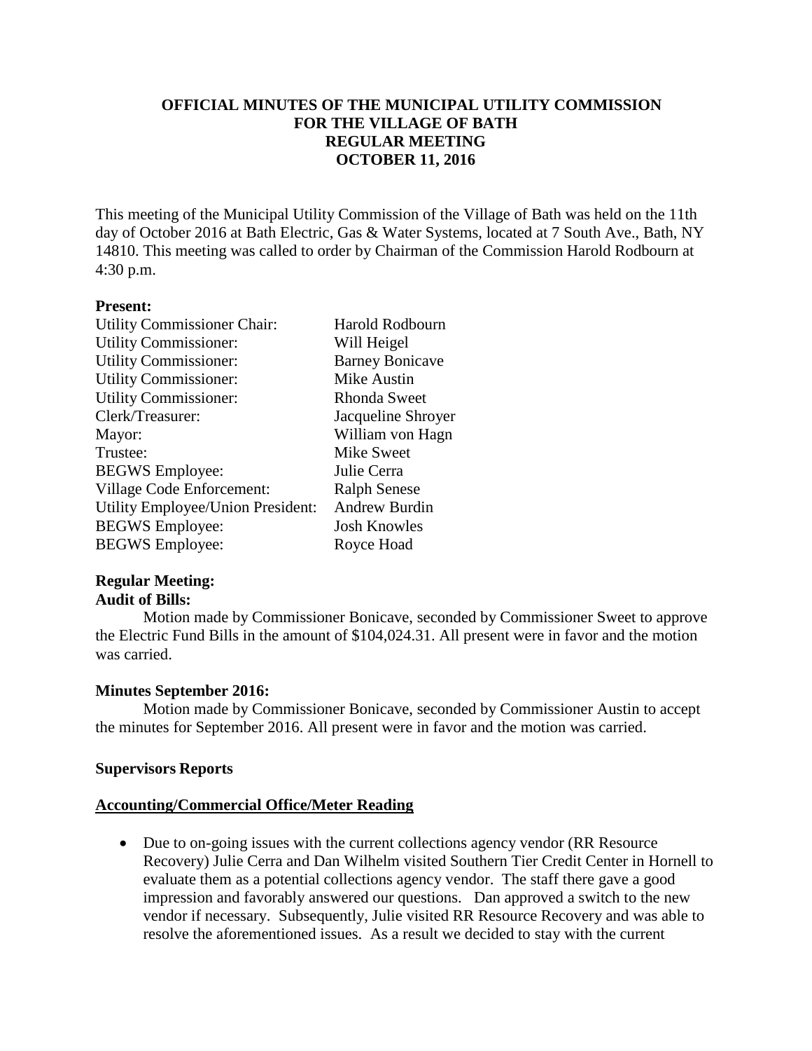**OFFICIAL MINUTES OF THE MUNICIPAL UTILITY COMMISSION FOR THE VILLAGE OF BATH REGULAR MEETING OCTOBER 11, 2016**

This meeting of the Municipal Utility Commission of the Village of Bath was held on the 11th day of October 2016 at Bath Electric, Gas & Water Systems, located at 7 South Ave., Bath, NY 14810. This meeting was called to order by Chairman of the Commission Harold Rodbourn at 4:30 p.m.

**Present:**

| | |
|---|---|
| Utility Commissioner Chair: | Harold Rodbourn |
| Utility Commissioner: | Will Heigel |
| Utility Commissioner: | Barney Bonicave |
| Utility Commissioner: | Mike Austin |
| Utility Commissioner: | Rhonda Sweet |
| Clerk/Treasurer: | Jacqueline Shroyer |
| Mayor: | William von Hagn |
| Trustee: | Mike Sweet |
| BEGWS Employee: | Julie Cerra |
| Village Code Enforcement: | Ralph Senese |
| Utility Employee/Union President: | Andrew Burdin |
| BEGWS Employee: | Josh Knowles |
| BEGWS Employee: | Royce Hoad |

**Regular Meeting:**

**Audit of Bills:**

Motion made by Commissioner Bonicave, seconded by Commissioner Sweet to approve the Electric Fund Bills in the amount of $104,024.31. All present were in favor and the motion was carried.

**Minutes September 2016:**

Motion made by Commissioner Bonicave, seconded by Commissioner Austin to accept the minutes for September 2016. All present were in favor and the motion was carried.

**Supervisors Reports**

**Accounting/Commercial Office/Meter Reading**

- Due to on-going issues with the current collections agency vendor (RR Resource Recovery) Julie Cerra and Dan Wilhelm visited Southern Tier Credit Center in Hornell to evaluate them as a potential collections agency vendor. The staff there gave a good impression and favorably answered our questions. Dan approved a switch to the new vendor if necessary. Subsequently, Julie visited RR Resource Recovery and was able to resolve the aforementioned issues. As a result we decided to stay with the current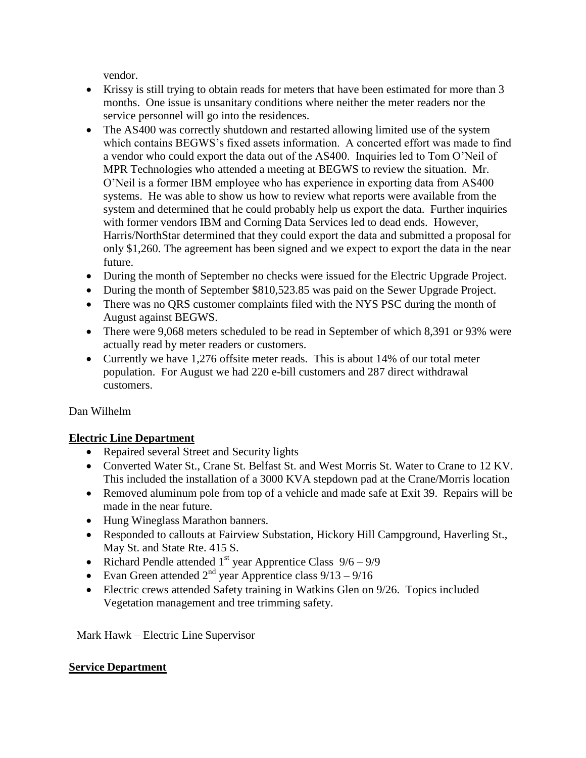vendor.

- Krissy is still trying to obtain reads for meters that have been estimated for more than 3 months. One issue is unsanitary conditions where neither the meter readers nor the service personnel will go into the residences.
- The AS400 was correctly shutdown and restarted allowing limited use of the system which contains BEGWS's fixed assets information. A concerted effort was made to find a vendor who could export the data out of the AS400. Inquiries led to Tom O'Neil of MPR Technologies who attended a meeting at BEGWS to review the situation. Mr. O'Neil is a former IBM employee who has experience in exporting data from AS400 systems. He was able to show us how to review what reports were available from the system and determined that he could probably help us export the data. Further inquiries with former vendors IBM and Corning Data Services led to dead ends. However, Harris/NorthStar determined that they could export the data and submitted a proposal for only $1,260. The agreement has been signed and we expect to export the data in the near future.
- During the month of September no checks were issued for the Electric Upgrade Project.
- During the month of September $810,523.85 was paid on the Sewer Upgrade Project.
- There was no QRS customer complaints filed with the NYS PSC during the month of August against BEGWS.
- There were 9,068 meters scheduled to be read in September of which 8,391 or 93% were actually read by meter readers or customers.
- Currently we have 1,276 offsite meter reads. This is about 14% of our total meter population. For August we had 220 e-bill customers and 287 direct withdrawal customers.

Dan Wilhelm

**Electric Line Department**

- Repaired several Street and Security lights
- Converted Water St., Crane St. Belfast St. and West Morris St. Water to Crane to 12 KV. This included the installation of a 3000 KVA stepdown pad at the Crane/Morris location
- Removed aluminum pole from top of a vehicle and made safe at Exit 39. Repairs will be made in the near future.
- Hung Wineglass Marathon banners.
- Responded to callouts at Fairview Substation, Hickory Hill Campground, Haverling St., May St. and State Rte. 415 S.
- Richard Pendle attended 1st year Apprentice Class 9/6 – 9/9
- Evan Green attended 2nd year Apprentice class 9/13 – 9/16
- Electric crews attended Safety training in Watkins Glen on 9/26. Topics included Vegetation management and tree trimming safety.

Mark Hawk – Electric Line Supervisor

**Service Department**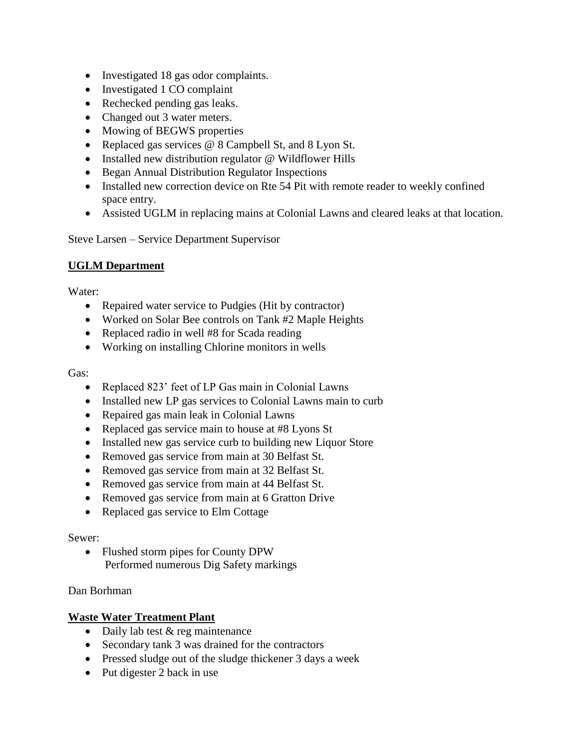- Investigated 18 gas odor complaints.
- Investigated 1 CO complaint
- Rechecked pending gas leaks.
- Changed out 3 water meters.
- Mowing of BEGWS properties
- Replaced gas services @ 8 Campbell St, and 8 Lyon St.
- Installed new distribution regulator @ Wildflower Hills
- Began Annual Distribution Regulator Inspections
- Installed new correction device on Rte 54 Pit with remote reader to weekly confined space entry.
- Assisted UGLM in replacing mains at Colonial Lawns and cleared leaks at that location.

Steve Larsen – Service Department Supervisor

**UGLM Department**

Water:

- Repaired water service to Pudgies (Hit by contractor)
- Worked on Solar Bee controls on Tank #2 Maple Heights
- Replaced radio in well #8 for Scada reading
- Working on installing Chlorine monitors in wells

Gas:

- Replaced 823' feet of LP Gas main in Colonial Lawns
- Installed new LP gas services to Colonial Lawns main to curb
- Repaired gas main leak in Colonial Lawns
- Replaced gas service main to house at #8 Lyons St
- Installed new gas service curb to building new Liquor Store
- Removed gas service from main at 30 Belfast St.
- Removed gas service from main at 32 Belfast St.
- Removed gas service from main at 44 Belfast St.
- Removed gas service from main at 6 Gratton Drive
- Replaced gas service to Elm Cottage

Sewer:

- Flushed storm pipes for County DPW
  Performed numerous Dig Safety markings

Dan Borhman

**Waste Water Treatment Plant**

- Daily lab test & reg maintenance
- Secondary tank 3 was drained for the contractors
- Pressed sludge out of the sludge thickener 3 days a week
- Put digester 2 back in use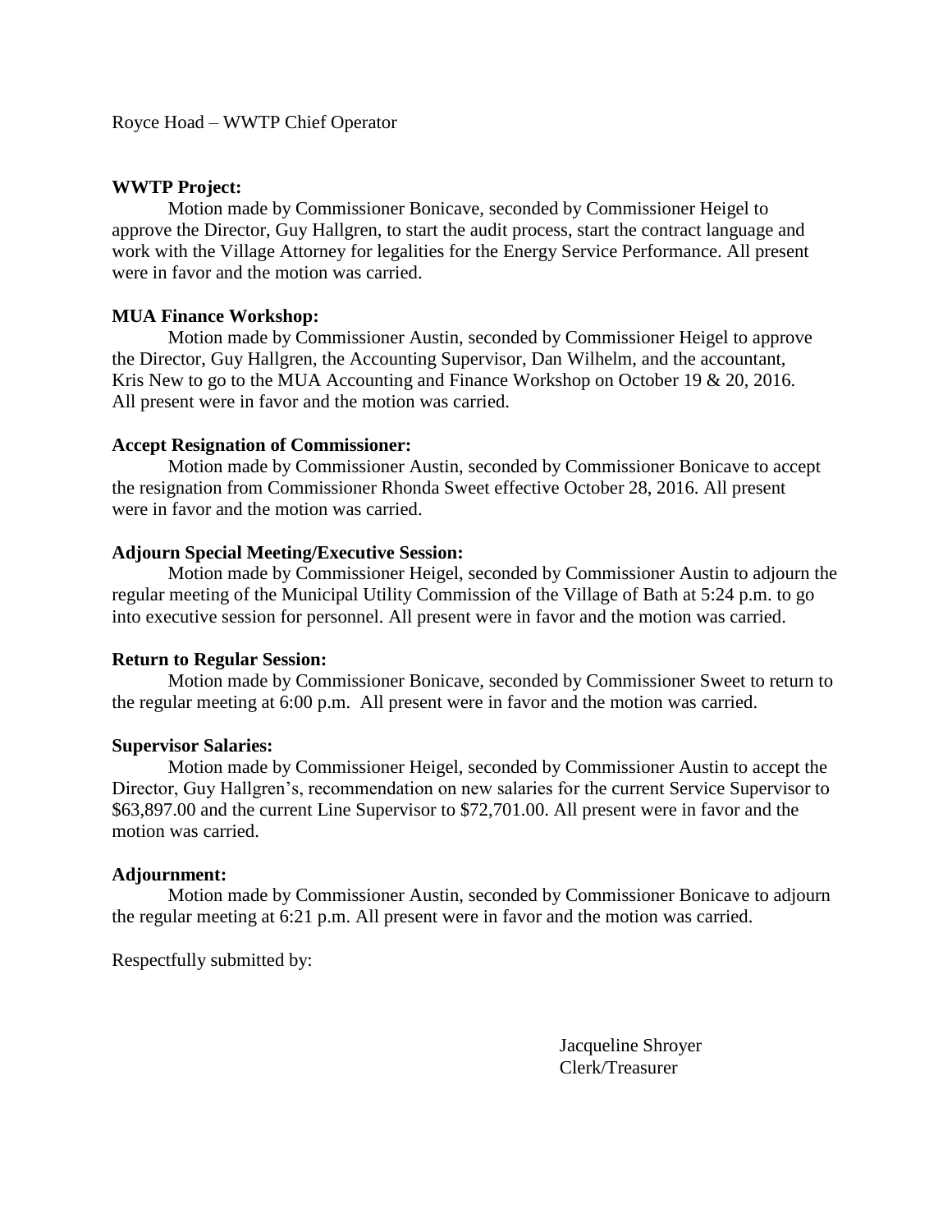Royce Hoad – WWTP Chief Operator

**WWTP Project:**

Motion made by Commissioner Bonicave, seconded by Commissioner Heigel to approve the Director, Guy Hallgren, to start the audit process, start the contract language and work with the Village Attorney for legalities for the Energy Service Performance. All present were in favor and the motion was carried.

**MUA Finance Workshop:**

Motion made by Commissioner Austin, seconded by Commissioner Heigel to approve the Director, Guy Hallgren, the Accounting Supervisor, Dan Wilhelm, and the accountant, Kris New to go to the MUA Accounting and Finance Workshop on October 19 & 20, 2016. All present were in favor and the motion was carried.

**Accept Resignation of Commissioner:**

Motion made by Commissioner Austin, seconded by Commissioner Bonicave to accept the resignation from Commissioner Rhonda Sweet effective October 28, 2016. All present were in favor and the motion was carried.

**Adjourn Special Meeting/Executive Session:**

Motion made by Commissioner Heigel, seconded by Commissioner Austin to adjourn the regular meeting of the Municipal Utility Commission of the Village of Bath at 5:24 p.m. to go into executive session for personnel. All present were in favor and the motion was carried.

**Return to Regular Session:**

Motion made by Commissioner Bonicave, seconded by Commissioner Sweet to return to the regular meeting at 6:00 p.m. All present were in favor and the motion was carried.

**Supervisor Salaries:**

Motion made by Commissioner Heigel, seconded by Commissioner Austin to accept the Director, Guy Hallgren's, recommendation on new salaries for the current Service Supervisor to $63,897.00 and the current Line Supervisor to $72,701.00. All present were in favor and the motion was carried.

**Adjournment:**

Motion made by Commissioner Austin, seconded by Commissioner Bonicave to adjourn the regular meeting at 6:21 p.m. All present were in favor and the motion was carried.

Respectfully submitted by:

Jacqueline Shroyer
Clerk/Treasurer